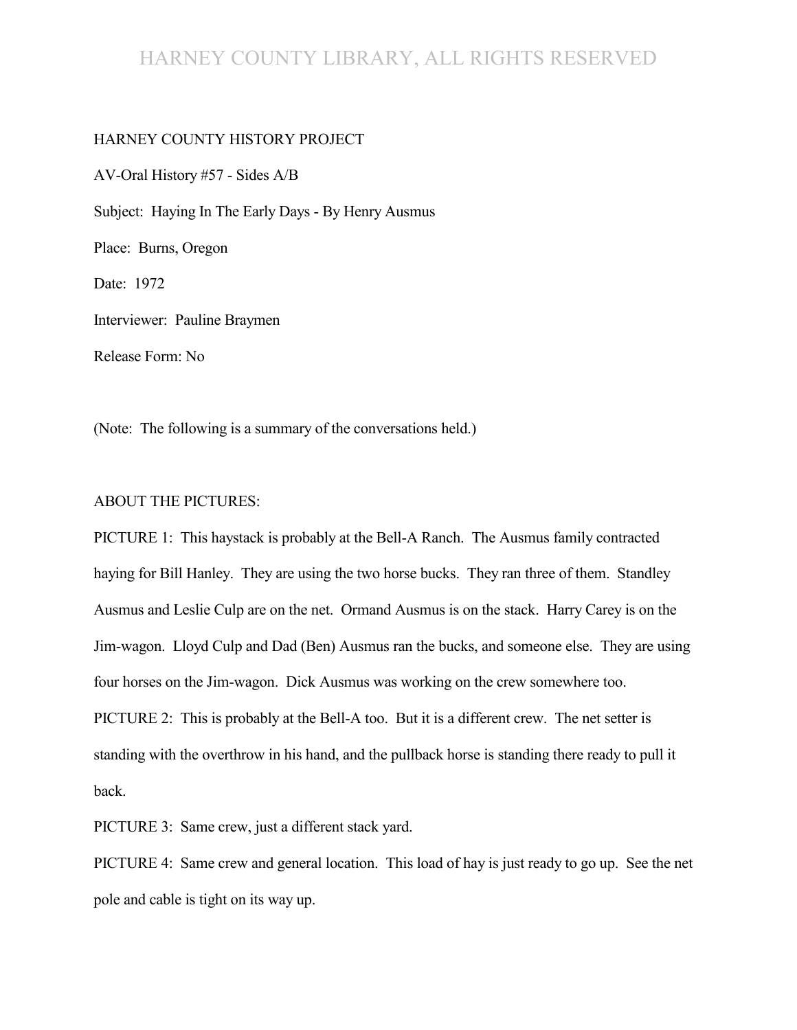HARNEY COUNTY HISTORY PROJECT

AV-Oral History #57 - Sides A/B

Subject: Haying In The Early Days - By Henry Ausmus

Place: Burns, Oregon

Date: 1972

Interviewer: Pauline Braymen

Release Form: No

(Note: The following is a summary of the conversations held.)

ABOUT THE PICTURES:

PICTURE 1: This haystack is probably at the Bell-A Ranch. The Ausmus family contracted haying for Bill Hanley. They are using the two horse bucks. They ran three of them. Standley Ausmus and Leslie Culp are on the net. Ormand Ausmus is on the stack. Harry Carey is on the Jim-wagon. Lloyd Culp and Dad (Ben) Ausmus ran the bucks, and someone else. They are using four horses on the Jim-wagon. Dick Ausmus was working on the crew somewhere too.

PICTURE 2: This is probably at the Bell-A too. But it is a different crew. The net setter is standing with the overthrow in his hand, and the pullback horse is standing there ready to pull it back.

PICTURE 3: Same crew, just a different stack yard.

PICTURE 4: Same crew and general location. This load of hay is just ready to go up. See the net pole and cable is tight on its way up.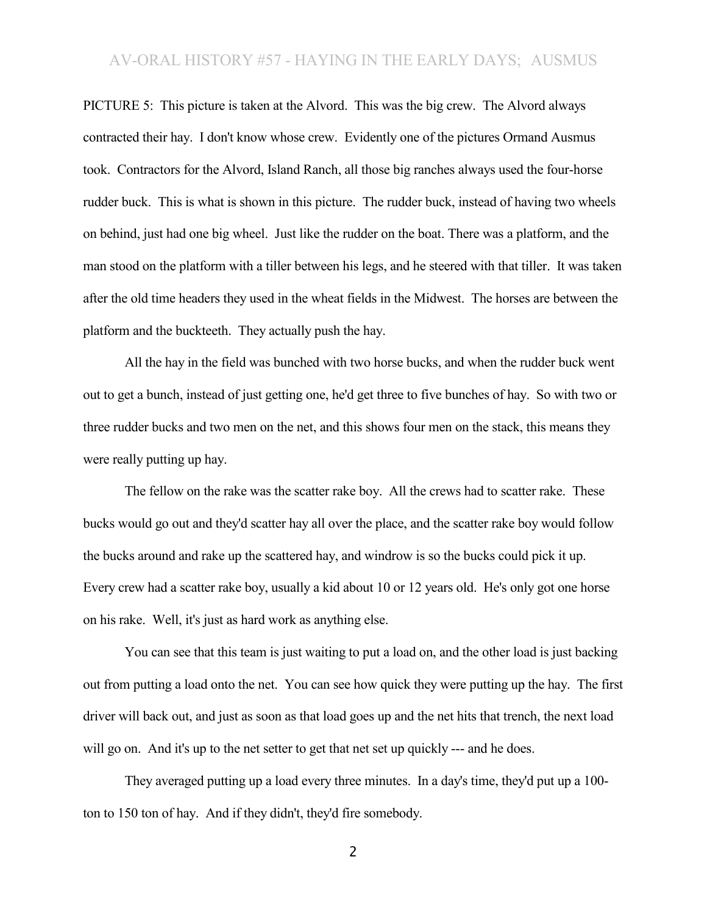PICTURE 5: This picture is taken at the Alvord. This was the big crew. The Alvord always contracted their hay. I don't know whose crew. Evidently one of the pictures Ormand Ausmus took. Contractors for the Alvord, Island Ranch, all those big ranches always used the four-horse rudder buck. This is what is shown in this picture. The rudder buck, instead of having two wheels on behind, just had one big wheel. Just like the rudder on the boat. There was a platform, and the man stood on the platform with a tiller between his legs, and he steered with that tiller. It was taken after the old time headers they used in the wheat fields in the Midwest. The horses are between the platform and the buckteeth. They actually push the hay.

All the hay in the field was bunched with two horse bucks, and when the rudder buck went out to get a bunch, instead of just getting one, he'd get three to five bunches of hay. So with two or three rudder bucks and two men on the net, and this shows four men on the stack, this means they were really putting up hay.

The fellow on the rake was the scatter rake boy. All the crews had to scatter rake. These bucks would go out and they'd scatter hay all over the place, and the scatter rake boy would follow the bucks around and rake up the scattered hay, and windrow is so the bucks could pick it up. Every crew had a scatter rake boy, usually a kid about 10 or 12 years old. He's only got one horse on his rake. Well, it's just as hard work as anything else.

You can see that this team is just waiting to put a load on, and the other load is just backing out from putting a load onto the net. You can see how quick they were putting up the hay. The first driver will back out, and just as soon as that load goes up and the net hits that trench, the next load will go on. And it's up to the net setter to get that net set up quickly --- and he does.

They averaged putting up a load every three minutes. In a day's time, they'd put up a 100-ton to 150 ton of hay. And if they didn't, they'd fire somebody.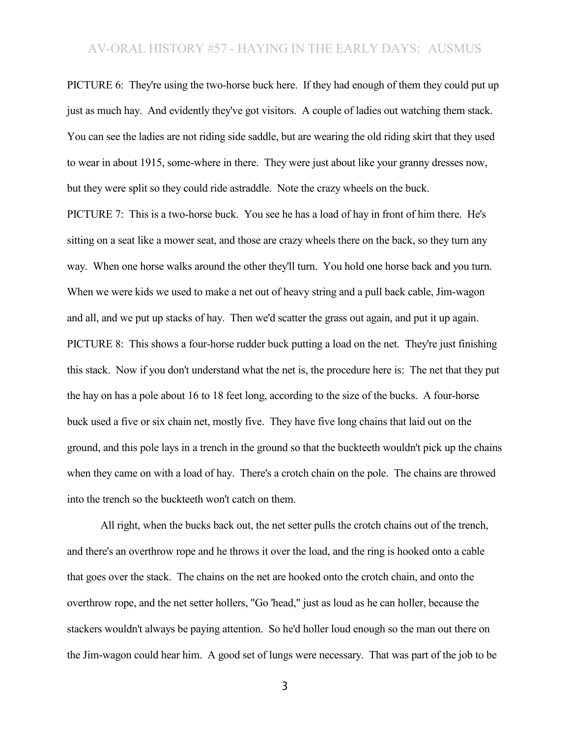PICTURE 6: They're using the two-horse buck here. If they had enough of them they could put up just as much hay. And evidently they've got visitors. A couple of ladies out watching them stack. You can see the ladies are not riding side saddle, but are wearing the old riding skirt that they used to wear in about 1915, some-where in there. They were just about like your granny dresses now, but they were split so they could ride astraddle. Note the crazy wheels on the buck.

PICTURE 7: This is a two-horse buck. You see he has a load of hay in front of him there. He's sitting on a seat like a mower seat, and those are crazy wheels there on the back, so they turn any way. When one horse walks around the other they'll turn. You hold one horse back and you turn. When we were kids we used to make a net out of heavy string and a pull back cable, Jim-wagon and all, and we put up stacks of hay. Then we'd scatter the grass out again, and put it up again.

PICTURE 8: This shows a four-horse rudder buck putting a load on the net. They're just finishing this stack. Now if you don't understand what the net is, the procedure here is: The net that they put the hay on has a pole about 16 to 18 feet long, according to the size of the bucks. A four-horse buck used a five or six chain net, mostly five. They have five long chains that laid out on the ground, and this pole lays in a trench in the ground so that the buckteeth wouldn't pick up the chains when they came on with a load of hay. There's a crotch chain on the pole. The chains are throwed into the trench so the buckteeth won't catch on them.

All right, when the bucks back out, the net setter pulls the crotch chains out of the trench, and there's an overthrow rope and he throws it over the load, and the ring is hooked onto a cable that goes over the stack. The chains on the net are hooked onto the crotch chain, and onto the overthrow rope, and the net setter hollers, "Go 'head," just as loud as he can holler, because the stackers wouldn't always be paying attention. So he'd holler loud enough so the man out there on the Jim-wagon could hear him. A good set of lungs were necessary. That was part of the job to be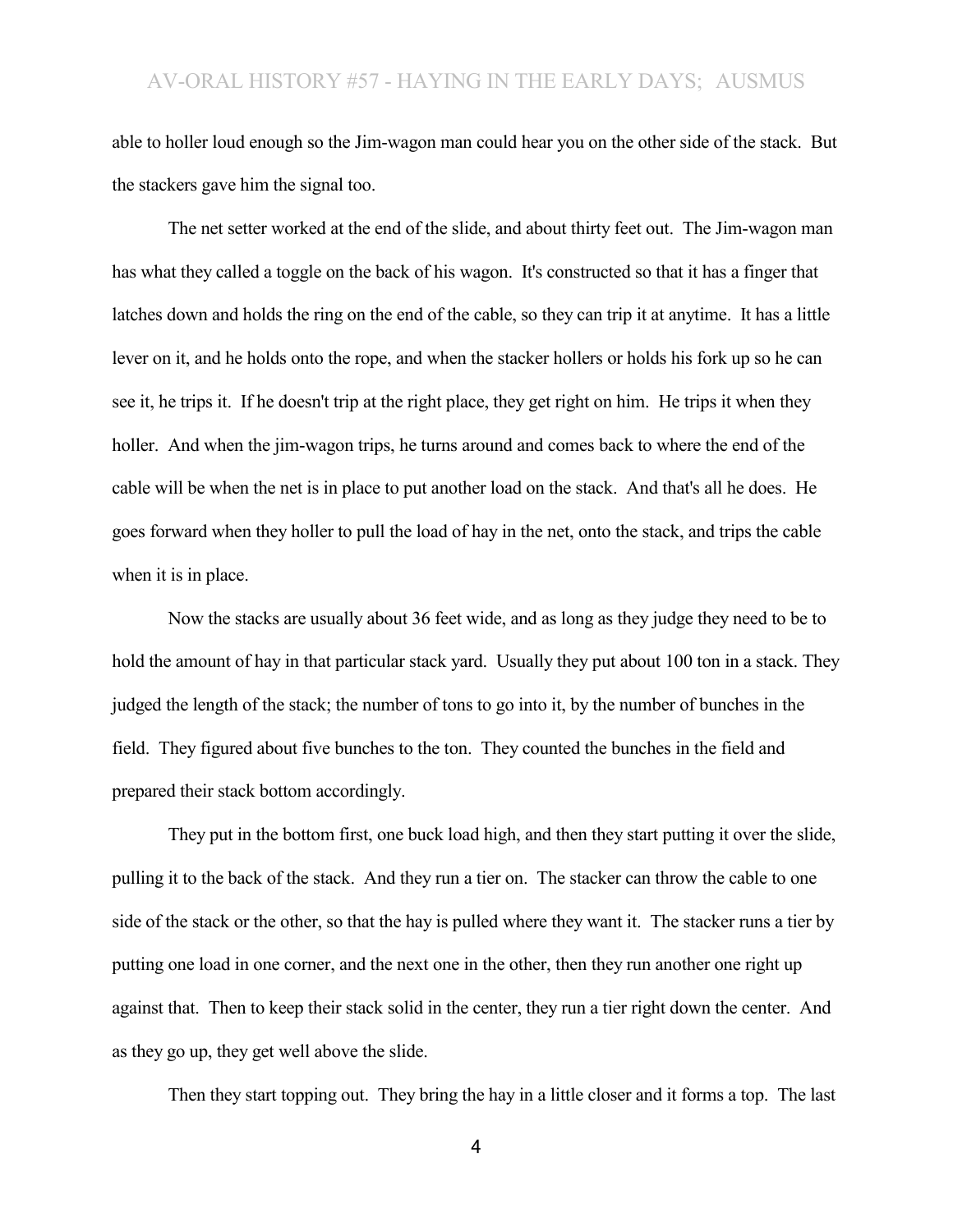able to holler loud enough so the Jim-wagon man could hear you on the other side of the stack. But the stackers gave him the signal too.

The net setter worked at the end of the slide, and about thirty feet out. The Jim-wagon man has what they called a toggle on the back of his wagon. It's constructed so that it has a finger that latches down and holds the ring on the end of the cable, so they can trip it at anytime. It has a little lever on it, and he holds onto the rope, and when the stacker hollers or holds his fork up so he can see it, he trips it. If he doesn't trip at the right place, they get right on him. He trips it when they holler. And when the jim-wagon trips, he turns around and comes back to where the end of the cable will be when the net is in place to put another load on the stack. And that's all he does. He goes forward when they holler to pull the load of hay in the net, onto the stack, and trips the cable when it is in place.

Now the stacks are usually about 36 feet wide, and as long as they judge they need to be to hold the amount of hay in that particular stack yard. Usually they put about 100 ton in a stack. They judged the length of the stack; the number of tons to go into it, by the number of bunches in the field. They figured about five bunches to the ton. They counted the bunches in the field and prepared their stack bottom accordingly.

They put in the bottom first, one buck load high, and then they start putting it over the slide, pulling it to the back of the stack. And they run a tier on. The stacker can throw the cable to one side of the stack or the other, so that the hay is pulled where they want it. The stacker runs a tier by putting one load in one corner, and the next one in the other, then they run another one right up against that. Then to keep their stack solid in the center, they run a tier right down the center. And as they go up, they get well above the slide.

Then they start topping out. They bring the hay in a little closer and it forms a top. The last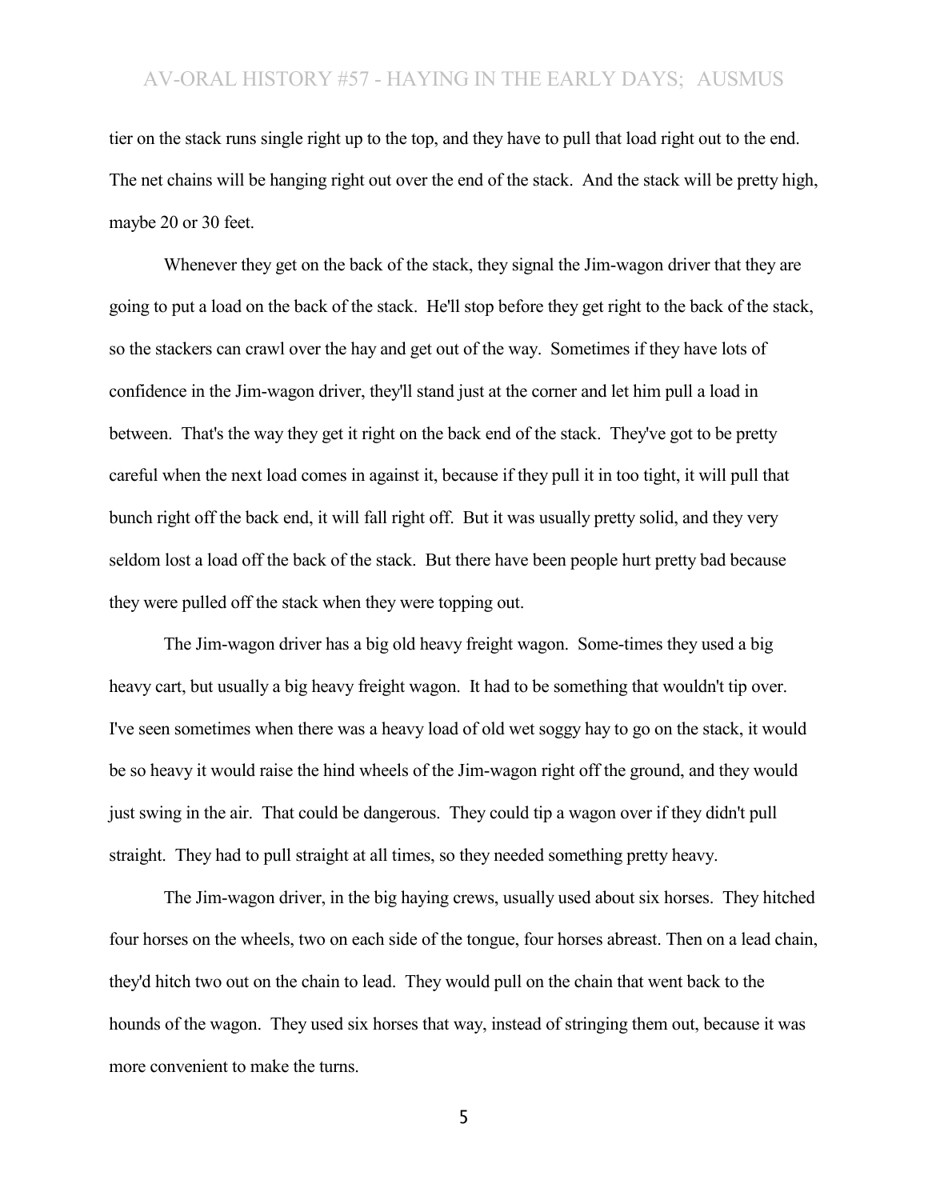tier on the stack runs single right up to the top, and they have to pull that load right out to the end. The net chains will be hanging right out over the end of the stack. And the stack will be pretty high, maybe 20 or 30 feet.

Whenever they get on the back of the stack, they signal the Jim-wagon driver that they are going to put a load on the back of the stack. He'll stop before they get right to the back of the stack, so the stackers can crawl over the hay and get out of the way. Sometimes if they have lots of confidence in the Jim-wagon driver, they'll stand just at the corner and let him pull a load in between. That's the way they get it right on the back end of the stack. They've got to be pretty careful when the next load comes in against it, because if they pull it in too tight, it will pull that bunch right off the back end, it will fall right off. But it was usually pretty solid, and they very seldom lost a load off the back of the stack. But there have been people hurt pretty bad because they were pulled off the stack when they were topping out.

The Jim-wagon driver has a big old heavy freight wagon. Some-times they used a big heavy cart, but usually a big heavy freight wagon. It had to be something that wouldn't tip over. I've seen sometimes when there was a heavy load of old wet soggy hay to go on the stack, it would be so heavy it would raise the hind wheels of the Jim-wagon right off the ground, and they would just swing in the air. That could be dangerous. They could tip a wagon over if they didn't pull straight. They had to pull straight at all times, so they needed something pretty heavy.

The Jim-wagon driver, in the big haying crews, usually used about six horses. They hitched four horses on the wheels, two on each side of the tongue, four horses abreast. Then on a lead chain, they'd hitch two out on the chain to lead. They would pull on the chain that went back to the hounds of the wagon. They used six horses that way, instead of stringing them out, because it was more convenient to make the turns.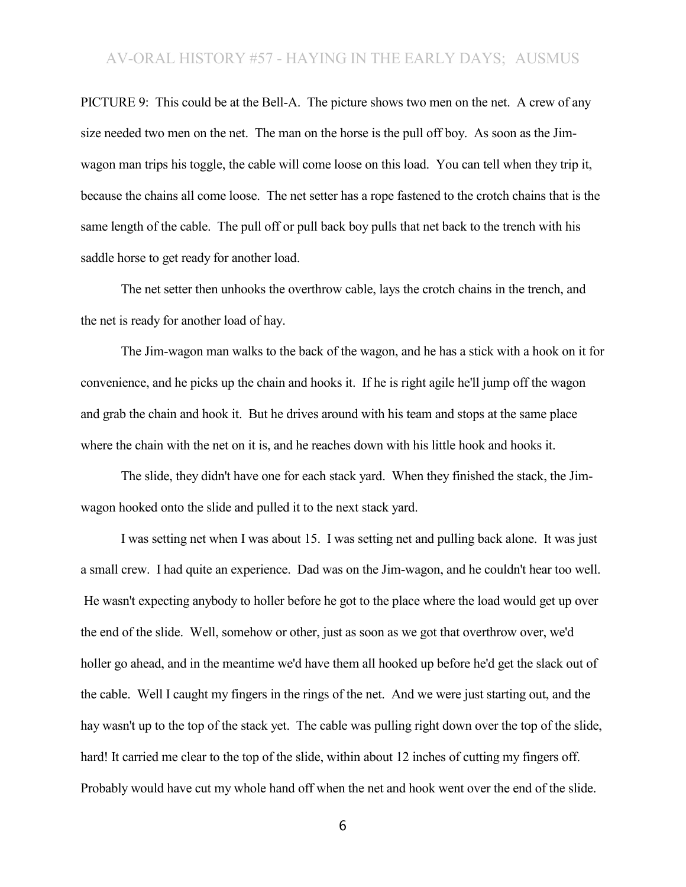PICTURE 9: This could be at the Bell-A. The picture shows two men on the net. A crew of any size needed two men on the net. The man on the horse is the pull off boy. As soon as the Jim-wagon man trips his toggle, the cable will come loose on this load. You can tell when they trip it, because the chains all come loose. The net setter has a rope fastened to the crotch chains that is the same length of the cable. The pull off or pull back boy pulls that net back to the trench with his saddle horse to get ready for another load.

The net setter then unhooks the overthrow cable, lays the crotch chains in the trench, and the net is ready for another load of hay.

The Jim-wagon man walks to the back of the wagon, and he has a stick with a hook on it for convenience, and he picks up the chain and hooks it. If he is right agile he'll jump off the wagon and grab the chain and hook it. But he drives around with his team and stops at the same place where the chain with the net on it is, and he reaches down with his little hook and hooks it.

The slide, they didn't have one for each stack yard. When they finished the stack, the Jim-wagon hooked onto the slide and pulled it to the next stack yard.

I was setting net when I was about 15. I was setting net and pulling back alone. It was just a small crew. I had quite an experience. Dad was on the Jim-wagon, and he couldn't hear too well. He wasn't expecting anybody to holler before he got to the place where the load would get up over the end of the slide. Well, somehow or other, just as soon as we got that overthrow over, we'd holler go ahead, and in the meantime we'd have them all hooked up before he'd get the slack out of the cable. Well I caught my fingers in the rings of the net. And we were just starting out, and the hay wasn't up to the top of the stack yet. The cable was pulling right down over the top of the slide, hard! It carried me clear to the top of the slide, within about 12 inches of cutting my fingers off. Probably would have cut my whole hand off when the net and hook went over the end of the slide.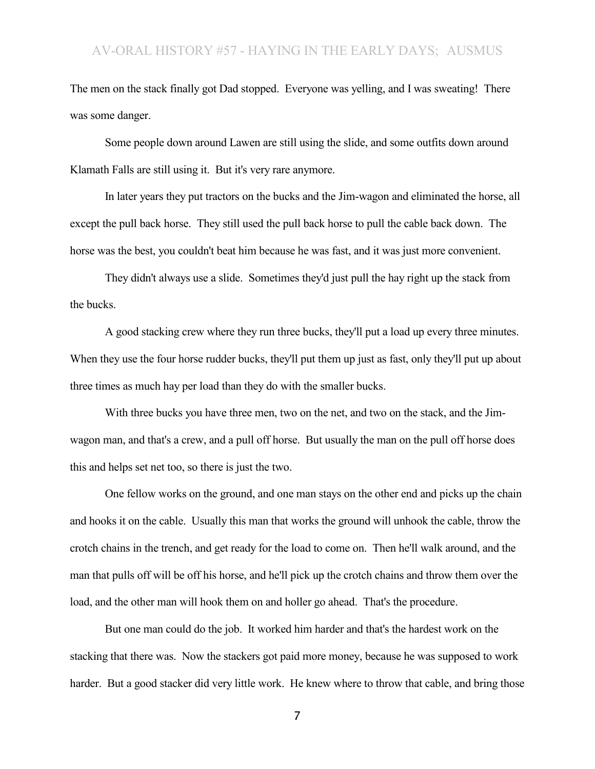The men on the stack finally got Dad stopped. Everyone was yelling, and I was sweating! There was some danger.

Some people down around Lawen are still using the slide, and some outfits down around Klamath Falls are still using it. But it's very rare anymore.

In later years they put tractors on the bucks and the Jim-wagon and eliminated the horse, all except the pull back horse. They still used the pull back horse to pull the cable back down. The horse was the best, you couldn't beat him because he was fast, and it was just more convenient.

They didn't always use a slide. Sometimes they'd just pull the hay right up the stack from the bucks.

A good stacking crew where they run three bucks, they'll put a load up every three minutes. When they use the four horse rudder bucks, they'll put them up just as fast, only they'll put up about three times as much hay per load than they do with the smaller bucks.

With three bucks you have three men, two on the net, and two on the stack, and the Jim-wagon man, and that's a crew, and a pull off horse. But usually the man on the pull off horse does this and helps set net too, so there is just the two.

One fellow works on the ground, and one man stays on the other end and picks up the chain and hooks it on the cable. Usually this man that works the ground will unhook the cable, throw the crotch chains in the trench, and get ready for the load to come on. Then he'll walk around, and the man that pulls off will be off his horse, and he'll pick up the crotch chains and throw them over the load, and the other man will hook them on and holler go ahead. That's the procedure.

But one man could do the job. It worked him harder and that's the hardest work on the stacking that there was. Now the stackers got paid more money, because he was supposed to work harder. But a good stacker did very little work. He knew where to throw that cable, and bring those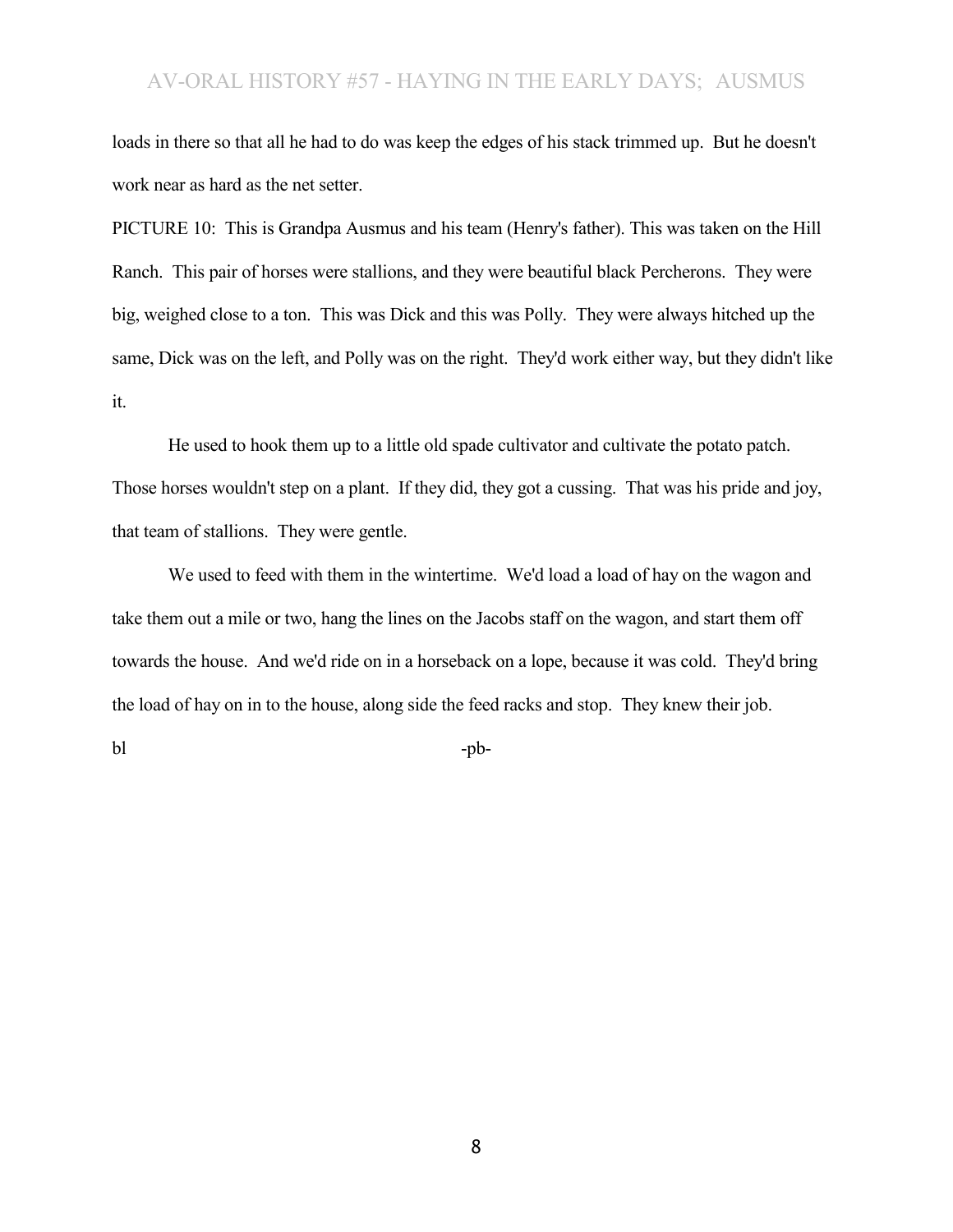loads in there so that all he had to do was keep the edges of his stack trimmed up. But he doesn't work near as hard as the net setter.

PICTURE 10: This is Grandpa Ausmus and his team (Henry's father). This was taken on the Hill Ranch. This pair of horses were stallions, and they were beautiful black Percherons. They were big, weighed close to a ton. This was Dick and this was Polly. They were always hitched up the same, Dick was on the left, and Polly was on the right. They'd work either way, but they didn't like it.

He used to hook them up to a little old spade cultivator and cultivate the potato patch. Those horses wouldn't step on a plant. If they did, they got a cussing. That was his pride and joy, that team of stallions. They were gentle.

We used to feed with them in the wintertime. We'd load a load of hay on the wagon and take them out a mile or two, hang the lines on the Jacobs staff on the wagon, and start them off towards the house. And we'd ride on in a horseback on a lope, because it was cold. They'd bring the load of hay on in to the house, along side the feed racks and stop. They knew their job.

bl -pb-